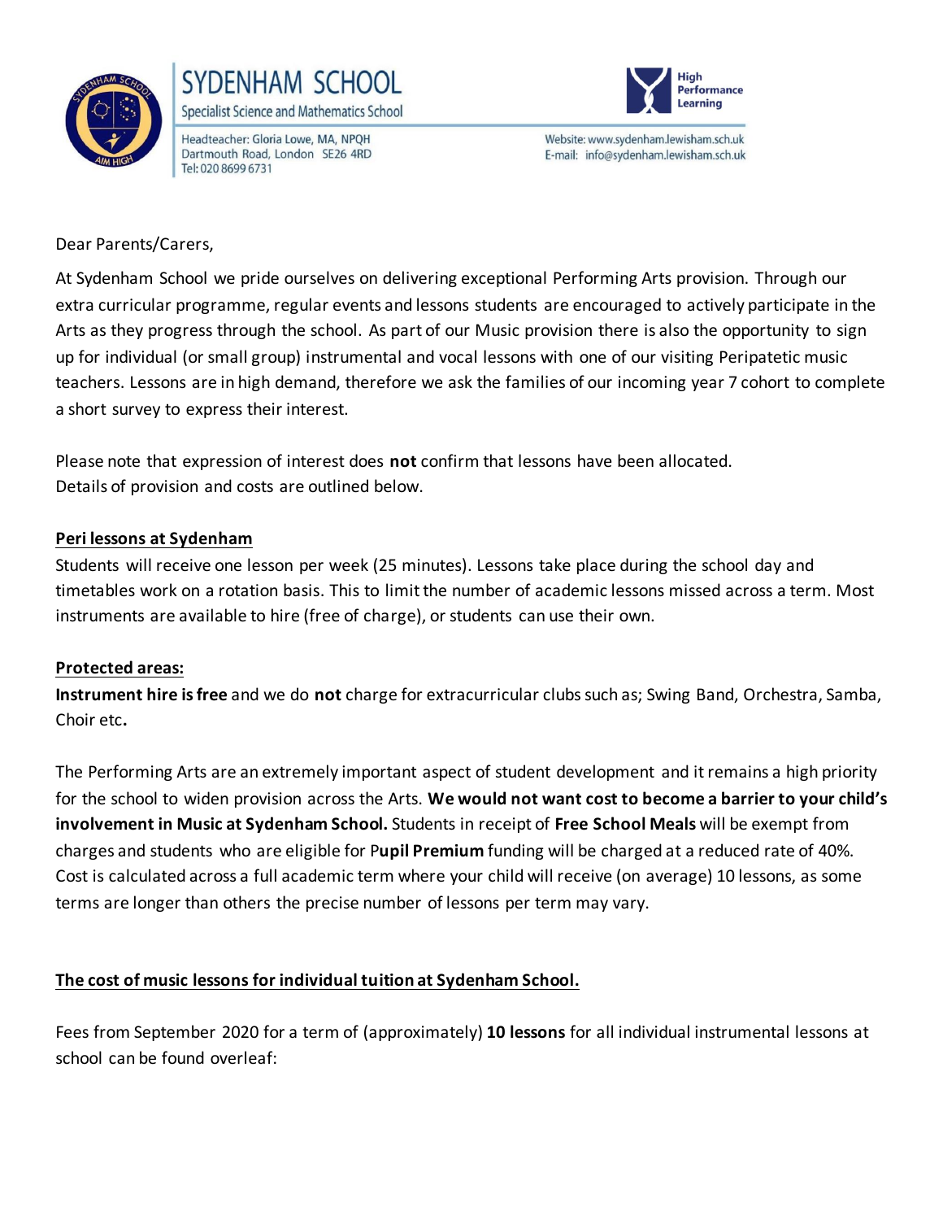# SYDENHAM SCHOOL

Specialist Science and Mathematics School

Headteacher: Gloria Lowe, MA, NPQH
Dartmouth Road, London SE26 4RD
Tel: 020 8699 6731

High Performance Learning

Website: www.sydenham.lewisham.sch.uk
E-mail: info@sydenham.lewisham.sch.uk

Dear Parents/Carers,

At Sydenham School we pride ourselves on delivering exceptional Performing Arts provision. Through our extra curricular programme, regular events and lessons students are encouraged to actively participate in the Arts as they progress through the school. As part of our Music provision there is also the opportunity to sign up for individual (or small group) instrumental and vocal lessons with one of our visiting Peripatetic music teachers. Lessons are in high demand, therefore we ask the families of our incoming year 7 cohort to complete a short survey to express their interest.

Please note that expression of interest does **not** confirm that lessons have been allocated.
Details of provision and costs are outlined below.

**<u>Peri lessons at Sydenham</u>**

Students will receive one lesson per week (25 minutes). Lessons take place during the school day and timetables work on a rotation basis. This to limit the number of academic lessons missed across a term. Most instruments are available to hire (free of charge), or students can use their own.

**<u>Protected areas:</u>**

**Instrument hire is free** and we do **not** charge for extracurricular clubs such as; Swing Band, Orchestra, Samba, Choir etc**.**

The Performing Arts are an extremely important aspect of student development and it remains a high priority for the school to widen provision across the Arts. **We would not want cost to become a barrier to your child's involvement in Music at Sydenham School.** Students in receipt of **Free School Meals** will be exempt from charges and students who are eligible for P**upil Premium** funding will be charged at a reduced rate of 40%. Cost is calculated across a full academic term where your child will receive (on average) 10 lessons, as some terms are longer than others the precise number of lessons per term may vary.

**<u>The cost of music lessons for individual tuition at Sydenham School.</u>**

Fees from September 2020 for a term of (approximately) **10 lessons** for all individual instrumental lessons at school can be found overleaf: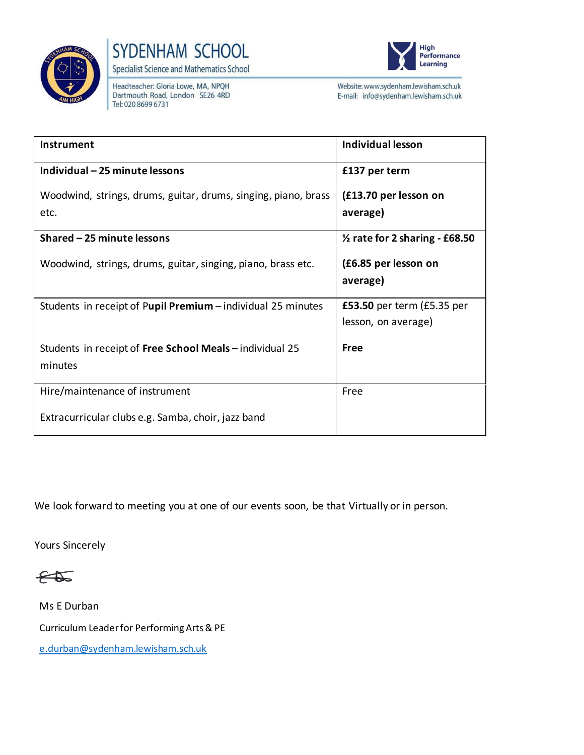SYDENHAM SCHOOL

Specialist Science and Mathematics School

Headteacher: Gloria Lowe, MA, NPQH
Dartmouth Road, London SE26 4RD
Tel: 020 8699 6731

Website: www.sydenham.lewisham.sch.uk
E-mail: info@sydenham.lewisham.sch.uk

| Instrument | Individual lesson |
|---|---|
| **Individual – 25 minute lessons**<br><br>Woodwind, strings, drums, guitar, drums, singing, piano, brass etc. | **£137 per term**<br><br>**(£13.70 per lesson on average)** |
| **Shared – 25 minute lessons**<br><br>Woodwind, strings, drums, guitar, singing, piano, brass etc. | **½ rate for 2 sharing - £68.50**<br><br>**(£6.85 per lesson on average)** |
| Students in receipt of P**upil Premium** – individual 25 minutes<br><br>Students in receipt of **Free School Meals** – individual 25 minutes | **£53.50** per term (£5.35 per lesson, on average)<br><br>**Free** |
| Hire/maintenance of instrument<br><br>Extracurricular clubs e.g. Samba, choir, jazz band | Free |

We look forward to meeting you at one of our events soon, be that Virtually or in person.

Yours Sincerely

Ms E Durban

Curriculum Leader for Performing Arts & PE

e.durban@sydenham.lewisham.sch.uk